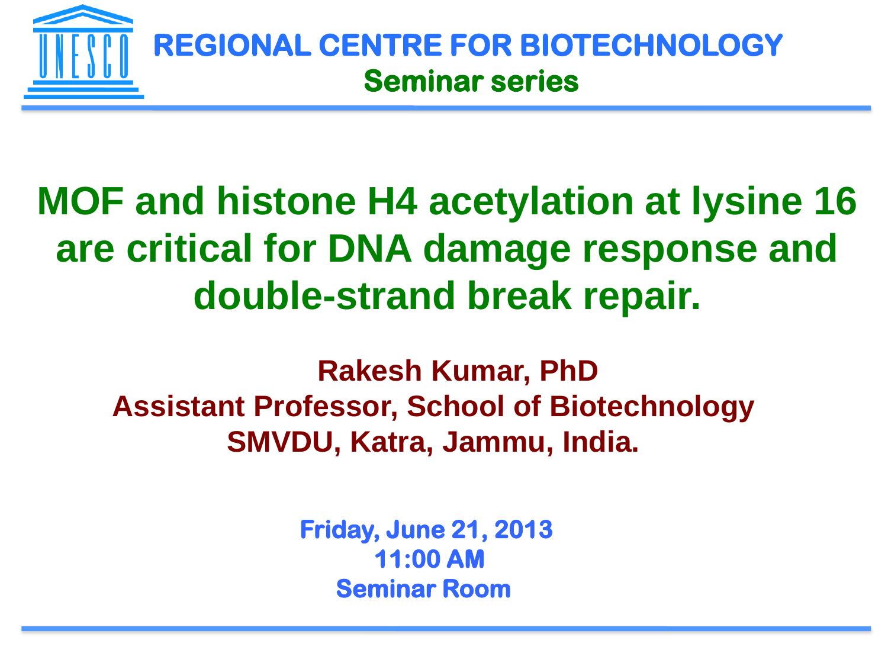UNESCO

**REGIONAL CENTRE FOR BIOTECHNOLOGY**

**Seminar series**

# MOF and histone H4 acetylation at lysine 16 are critical for DNA damage response and double-strand break repair.

**Rakesh Kumar, PhD**
**Assistant Professor, School of Biotechnology**
**SMVDU, Katra, Jammu, India.**

**Friday, June 21, 2013**
**11:00 AM**
**Seminar Room**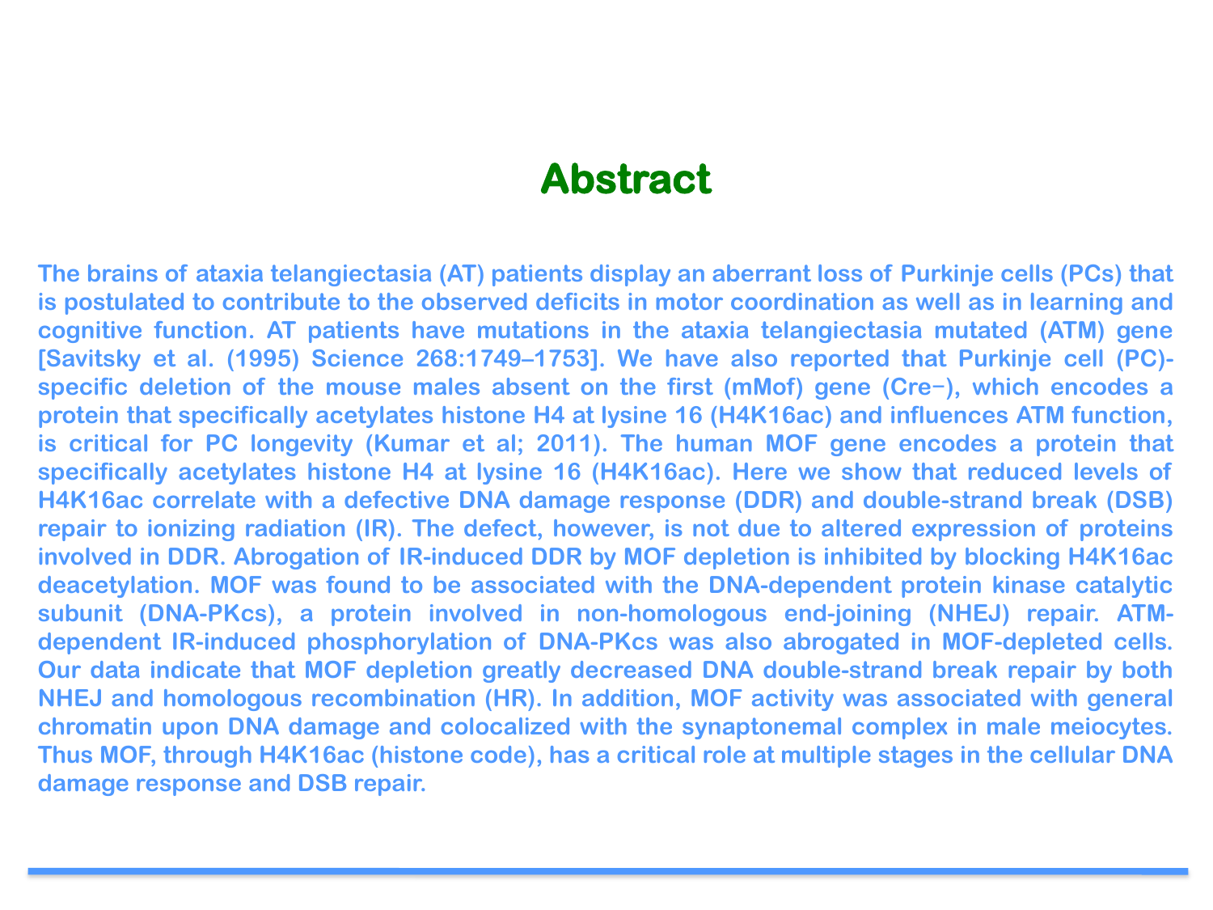# Abstract

The brains of ataxia telangiectasia (AT) patients display an aberrant loss of Purkinje cells (PCs) that is postulated to contribute to the observed deficits in motor coordination as well as in learning and cognitive function. AT patients have mutations in the ataxia telangiectasia mutated (ATM) gene [Savitsky et al. (1995) Science 268:1749–1753]. We have also reported that Purkinje cell (PC)-specific deletion of the mouse males absent on the first (mMof) gene (Cre−), which encodes a protein that specifically acetylates histone H4 at lysine 16 (H4K16ac) and influences ATM function, is critical for PC longevity (Kumar et al; 2011). The human MOF gene encodes a protein that specifically acetylates histone H4 at lysine 16 (H4K16ac). Here we show that reduced levels of H4K16ac correlate with a defective DNA damage response (DDR) and double-strand break (DSB) repair to ionizing radiation (IR). The defect, however, is not due to altered expression of proteins involved in DDR. Abrogation of IR-induced DDR by MOF depletion is inhibited by blocking H4K16ac deacetylation. MOF was found to be associated with the DNA-dependent protein kinase catalytic subunit (DNA-PKcs), a protein involved in non-homologous end-joining (NHEJ) repair. ATM-dependent IR-induced phosphorylation of DNA-PKcs was also abrogated in MOF-depleted cells. Our data indicate that MOF depletion greatly decreased DNA double-strand break repair by both NHEJ and homologous recombination (HR). In addition, MOF activity was associated with general chromatin upon DNA damage and colocalized with the synaptonemal complex in male meiocytes. Thus MOF, through H4K16ac (histone code), has a critical role at multiple stages in the cellular DNA damage response and DSB repair.